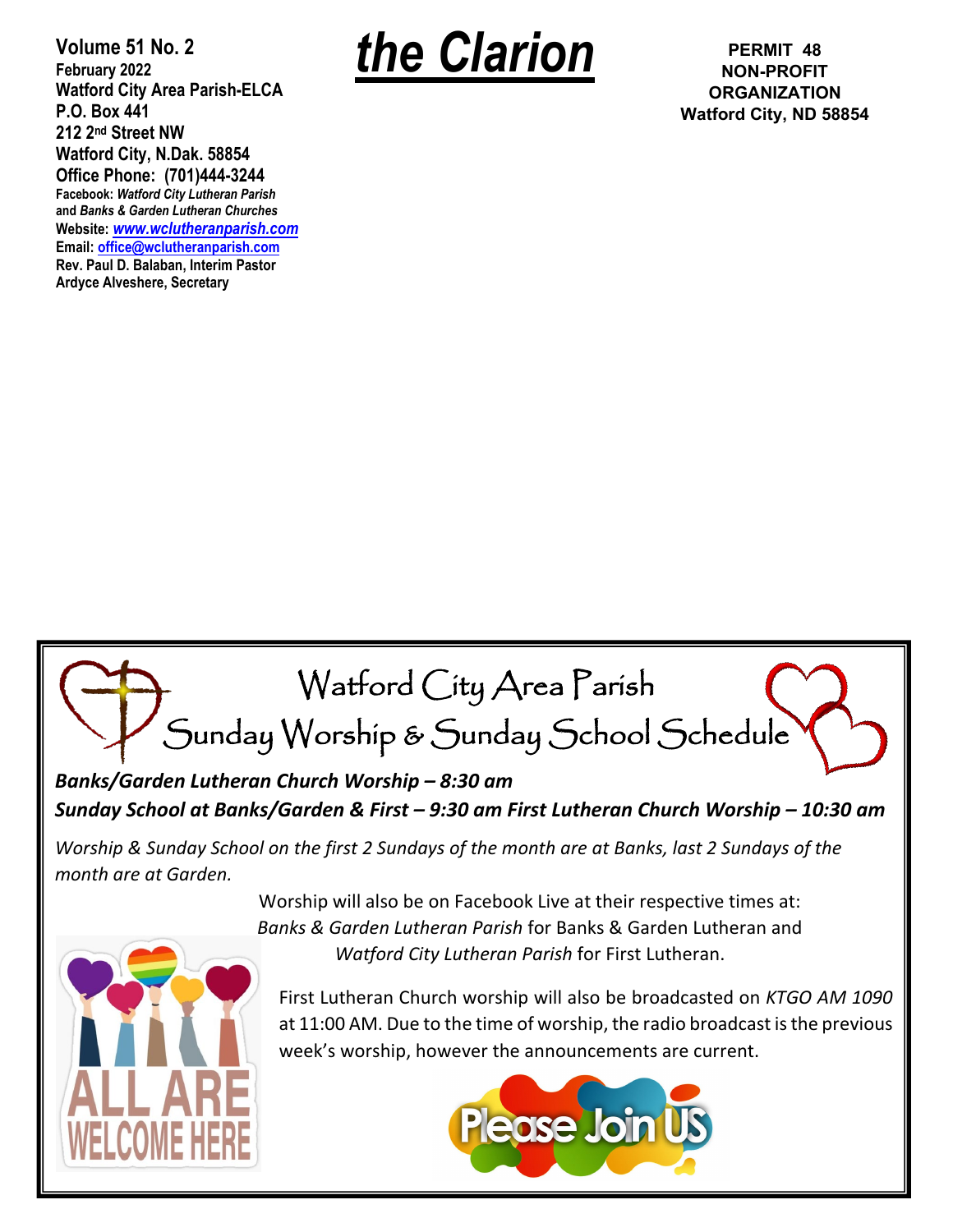# the Clarion

**Volume 51 No. 2**
**February 2022**
**Watford City Area Parish-ELCA**
**P.O. Box 441**
**212 2nd Street NW**
**Watford City, N.Dak. 58854**
**Office Phone: (701)444-3244**
**Facebook:** ***Watford City Lutheran Parish***
**and** ***Banks & Garden Lutheran Churches***
**Website:** ***www.wclutheranparish.com***
**Email: office@wclutheranparish.com**
**Rev. Paul D. Balaban, Interim Pastor**
**Ardyce Alveshere, Secretary**

**PERMIT 48**
**NON-PROFIT ORGANIZATION**
**Watford City, ND 58854**

## Watford City Area Parish
## Sunday Worship & Sunday School Schedule

***Banks/Garden Lutheran Church Worship – 8:30 am***

***Sunday School at Banks/Garden & First – 9:30 am First Lutheran Church Worship – 10:30 am***

*Worship & Sunday School on the first 2 Sundays of the month are at Banks, last 2 Sundays of the month are at Garden.*

Worship will also be on Facebook Live at their respective times at: *Banks & Garden Lutheran Parish* for Banks & Garden Lutheran and *Watford City Lutheran Parish* for First Lutheran.

First Lutheran Church worship will also be broadcasted on *KTGO AM 1090* at 11:00 AM. Due to the time of worship, the radio broadcast is the previous week's worship, however the announcements are current.

ALL ARE WELCOME HERE

Please Join US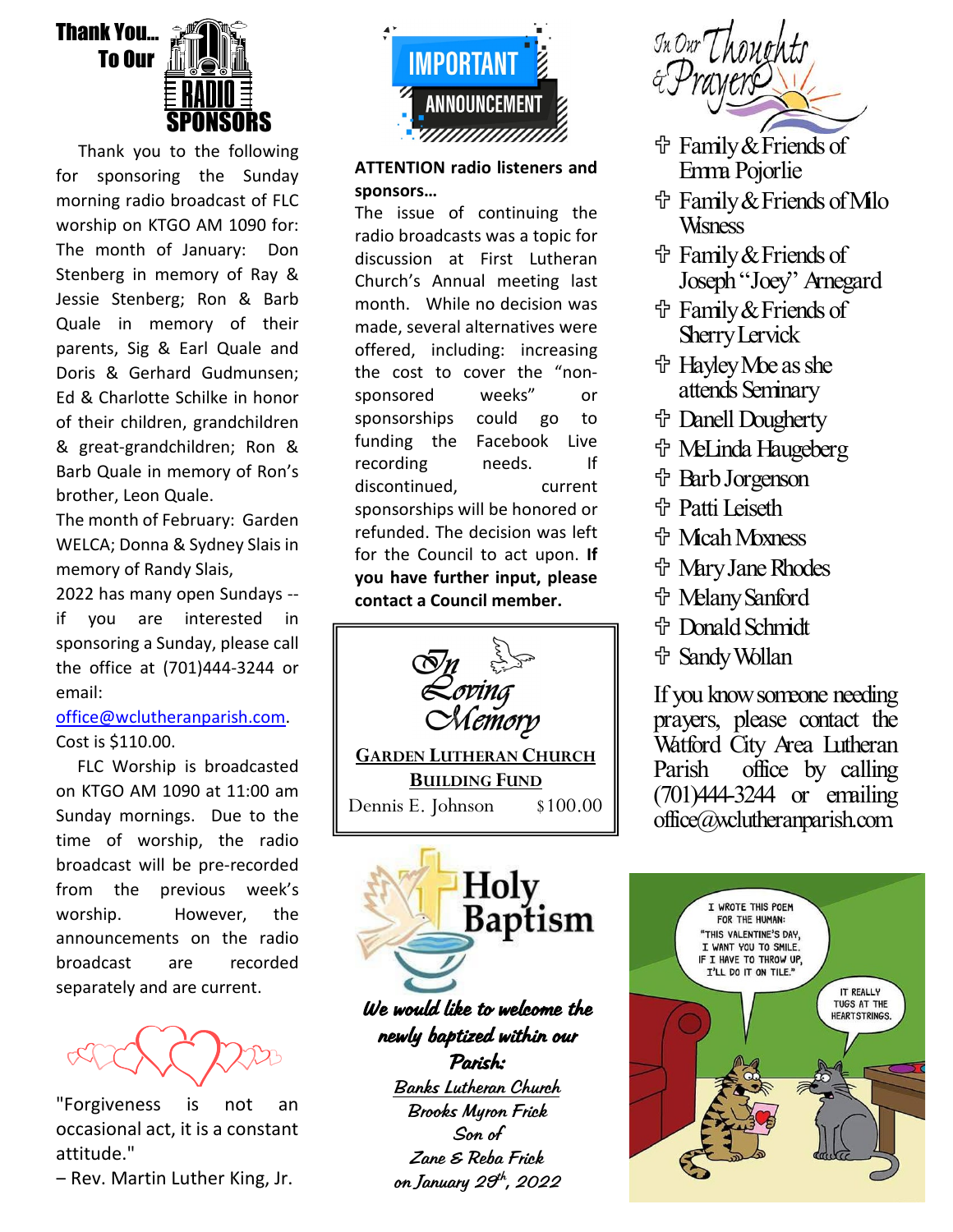## Thank You... To Our Radio Sponsors

Thank you to the following for sponsoring the Sunday morning radio broadcast of FLC worship on KTGO AM 1090 for: The month of January: Don Stenberg in memory of Ray & Jessie Stenberg; Ron & Barb Quale in memory of their parents, Sig & Earl Quale and Doris & Gerhard Gudmunsen; Ed & Charlotte Schilke in honor of their children, grandchildren & great-grandchildren; Ron & Barb Quale in memory of Ron's brother, Leon Quale.

The month of February: Garden WELCA; Donna & Sydney Slais in memory of Randy Slais,

2022 has many open Sundays -- if you are interested in sponsoring a Sunday, please call the office at (701)444-3244 or email: office@wclutheranparish.com. Cost is $110.00.

FLC Worship is broadcasted on KTGO AM 1090 at 11:00 am Sunday mornings. Due to the time of worship, the radio broadcast will be pre-recorded from the previous week's worship. However, the announcements on the radio broadcast are recorded separately and are current.

"Forgiveness is not an occasional act, it is a constant attitude."
– Rev. Martin Luther King, Jr.

## IMPORTANT ANNOUNCEMENT

**ATTENTION radio listeners and sponsors…**
The issue of continuing the radio broadcasts was a topic for discussion at First Lutheran Church's Annual meeting last month. While no decision was made, several alternatives were offered, including: increasing the cost to cover the "non-sponsored weeks" or sponsorships could go to funding the Facebook Live recording needs. If discontinued, current sponsorships will be honored or refunded. The decision was left for the Council to act upon. **If you have further input, please contact a Council member.**

## In Loving Memory

**GARDEN LUTHERAN CHURCH BUILDING FUND**

Dennis E. Johnson $100.00

## Holy Baptism

***We would like to welcome the newly baptized within our Parish:***

*Banks Lutheran Church*
*Brooks Myron Frick*
*Son of*
*Zane & Reba Frick*
*on January 29th, 2022*

## In Our Thoughts & Prayers

- Family & Friends of Emma Pojorlie
- Family & Friends of Milo Wisness
- Family & Friends of Joseph "Joey" Arnegard
- Family & Friends of Sherry Lervick
- Hayley Moe as she attends Seminary
- Danell Dougherty
- MeLinda Haugeberg
- Barb Jorgenson
- Patti Leiseth
- Micah Moxness
- Mary Jane Rhodes
- Melany Sanford
- Donald Schmidt
- Sandy Wollan

If you know someone needing prayers, please contact the Watford City Area Lutheran Parish office by calling (701)444-3244 or emailing office@wclutheranparish.com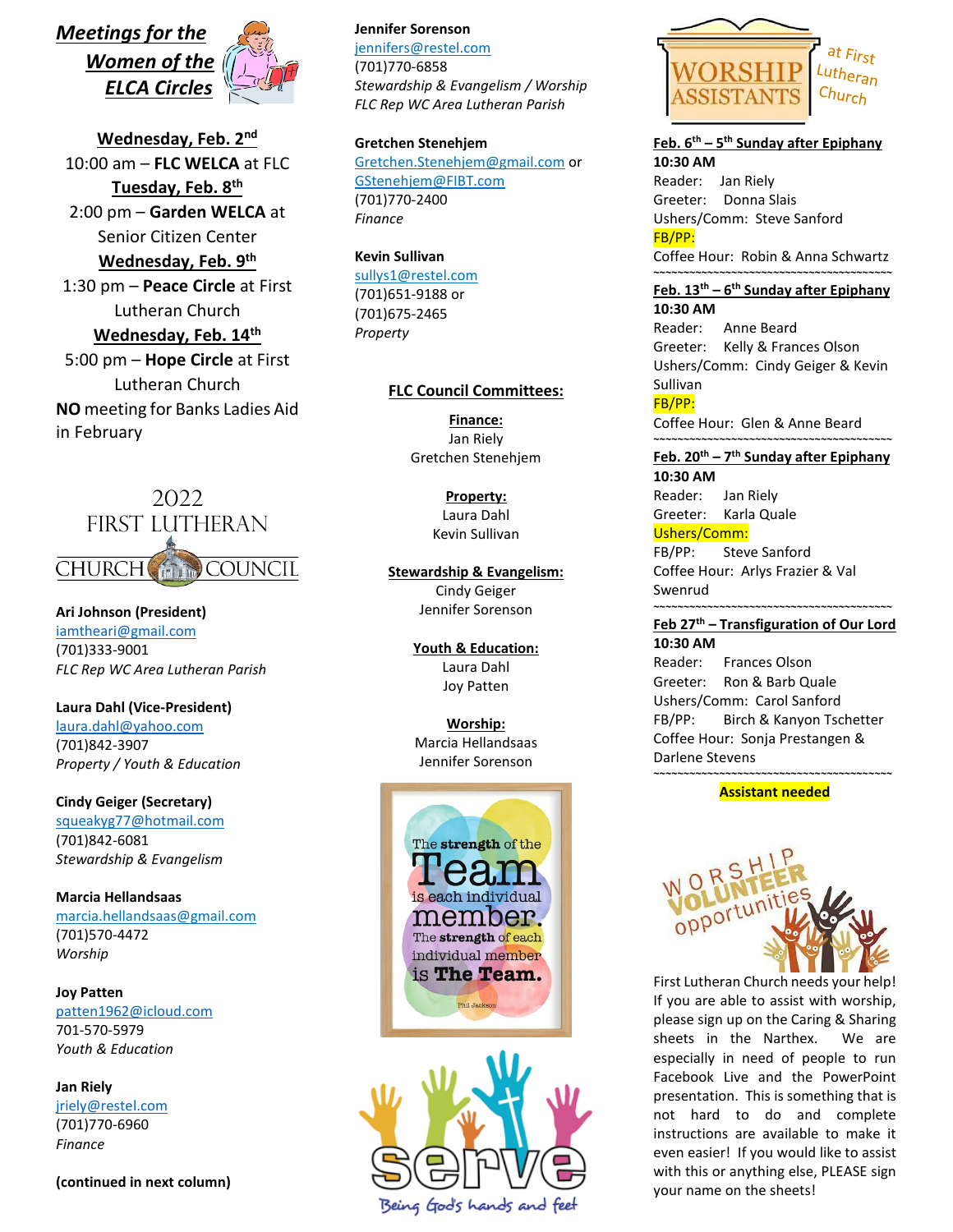## *Meetings for the Women of the ELCA Circles*

**Wednesday, Feb. 2nd**
10:00 am – **FLC WELCA** at FLC

**Tuesday, Feb. 8th**
2:00 pm – **Garden WELCA** at Senior Citizen Center

**Wednesday, Feb. 9th**
1:30 pm – **Peace Circle** at First Lutheran Church

**Wednesday, Feb. 14th**
5:00 pm – **Hope Circle** at First Lutheran Church

**NO** meeting for Banks Ladies Aid in February

## 2022 FIRST LUTHERAN CHURCH COUNCIL

**Ari Johnson (President)**
iamtheari@gmail.com
(701)333-9001
*FLC Rep WC Area Lutheran Parish*

**Laura Dahl (Vice-President)**
laura.dahl@yahoo.com
(701)842-3907
*Property / Youth & Education*

**Cindy Geiger (Secretary)**
squeakyg77@hotmail.com
(701)842-6081
*Stewardship & Evangelism*

**Marcia Hellandsaas**
marcia.hellandsaas@gmail.com
(701)570-4472
*Worship*

**Joy Patten**
patten1962@icloud.com
701-570-5979
*Youth & Education*

**Jan Riely**
jriely@restel.com
(701)770-6960
*Finance*

**(continued in next column)**

**Jennifer Sorenson**
jennifers@restel.com
(701)770-6858
*Stewardship & Evangelism / Worship*
*FLC Rep WC Area Lutheran Parish*

**Gretchen Stenehjem**
Gretchen.Stenehjem@gmail.com or
GStenehjem@FIBT.com
(701)770-2400
*Finance*

**Kevin Sullivan**
sullys1@restel.com
(701)651-9188 or
(701)675-2465
*Property*

### FLC Council Committees:

**Finance:**
Jan Riely
Gretchen Stenehjem

**Property:**
Laura Dahl
Kevin Sullivan

**Stewardship & Evangelism:**
Cindy Geiger
Jennifer Sorenson

**Youth & Education:**
Laura Dahl
Joy Patten

**Worship:**
Marcia Hellandsaas
Jennifer Sorenson

The strength of the Team is each individual member. The strength of each individual member is The Team.
Phil Jackson

serve
Being God's hands and feet

## WORSHIP ASSISTANTS at First Lutheran Church

**Feb. 6th – 5th Sunday after Epiphany**
**10:30 AM**
Reader: Jan Riely
Greeter: Donna Slais
Ushers/Comm: Steve Sanford
FB/PP:
Coffee Hour: Robin & Anna Schwartz

~~~~~~~~~~~~~~~~~~~~~~~~~~~~~~~~~~~~~~~~~~

**Feb. 13th – 6th Sunday after Epiphany**
**10:30 AM**
Reader: Anne Beard
Greeter: Kelly & Frances Olson
Ushers/Comm: Cindy Geiger & Kevin Sullivan
FB/PP:
Coffee Hour: Glen & Anne Beard

~~~~~~~~~~~~~~~~~~~~~~~~~~~~~~~~~~~~~~~~~~

**Feb. 20th – 7th Sunday after Epiphany**
**10:30 AM**
Reader: Jan Riely
Greeter: Karla Quale
Ushers/Comm:
FB/PP: Steve Sanford
Coffee Hour: Arlys Frazier & Val Swenrud

~~~~~~~~~~~~~~~~~~~~~~~~~~~~~~~~~~~~~~~~~~

**Feb 27th – Transfiguration of Our Lord**
**10:30 AM**
Reader: Frances Olson
Greeter: Ron & Barb Quale
Ushers/Comm: Carol Sanford
FB/PP: Birch & Kanyon Tschetter
Coffee Hour: Sonja Prestangen & Darlene Stevens

~~~~~~~~~~~~~~~~~~~~~~~~~~~~~~~~~~~~~~~~~~

**Assistant needed**

WORSHIP VOLUNTEER opportunities

First Lutheran Church needs your help! If you are able to assist with worship, please sign up on the Caring & Sharing sheets in the Narthex. We are especially in need of people to run Facebook Live and the PowerPoint presentation. This is something that is not hard to do and complete instructions are available to make it even easier! If you would like to assist with this or anything else, PLEASE sign your name on the sheets!